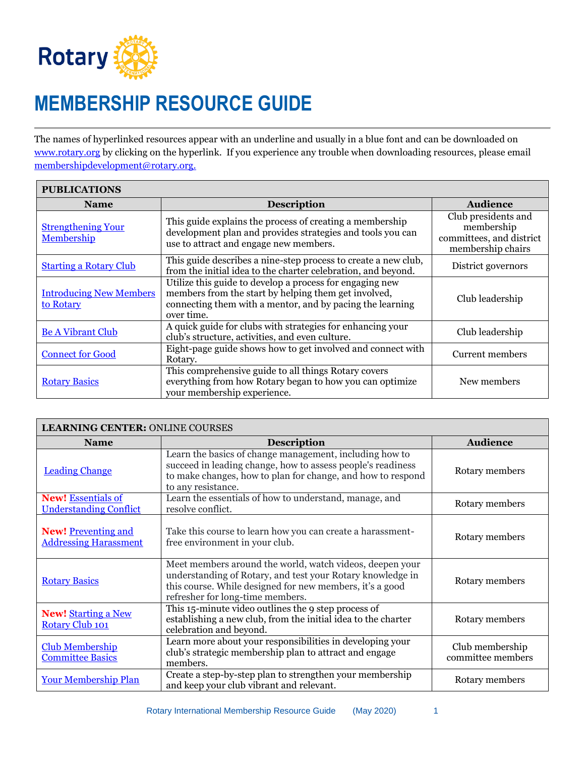# MEMBERSHIP RESOURCE GUIDE

The names of hyperlinked resources appear with an underline and usually in a blue font and can be downloaded on www.rotary.org by clicking on the hyperlink. If you experience any trouble when downloading resources, please email membershipdevelopment@rotary.org.

| **PUBLICATIONS** | | |
|---|---|---|
| **Name** | **Description** | **Audience** |
| Strengthening Your Membership | This guide explains the process of creating a membership development plan and provides strategies and tools you can use to attract and engage new members. | Club presidents and membership committees, and district membership chairs |
| Starting a Rotary Club | This guide describes a nine-step process to create a new club, from the initial idea to the charter celebration, and beyond. | District governors |
| Introducing New Members to Rotary | Utilize this guide to develop a process for engaging new members from the start by helping them get involved, connecting them with a mentor, and by pacing the learning over time. | Club leadership |
| Be A Vibrant Club | A quick guide for clubs with strategies for enhancing your club's structure, activities, and even culture. | Club leadership |
| Connect for Good | Eight-page guide shows how to get involved and connect with Rotary. | Current members |
| Rotary Basics | This comprehensive guide to all things Rotary covers everything from how Rotary began to how you can optimize your membership experience. | New members |

| **LEARNING CENTER:** ONLINE COURSES | | |
|---|---|---|
| **Name** | **Description** | **Audience** |
| Leading Change | Learn the basics of change management, including how to succeed in leading change, how to assess people's readiness to make changes, how to plan for change, and how to respond to any resistance. | Rotary members |
| **New!** Essentials of Understanding Conflict | Learn the essentials of how to understand, manage, and resolve conflict. | Rotary members |
| **New!** Preventing and Addressing Harassment | Take this course to learn how you can create a harassment-free environment in your club. | Rotary members |
| Rotary Basics | Meet members around the world, watch videos, deepen your understanding of Rotary, and test your Rotary knowledge in this course. While designed for new members, it's a good refresher for long-time members. | Rotary members |
| **New!** Starting a New Rotary Club 101 | This 15-minute video outlines the 9 step process of establishing a new club, from the initial idea to the charter celebration and beyond. | Rotary members |
| Club Membership Committee Basics | Learn more about your responsibilities in developing your club's strategic membership plan to attract and engage members. | Club membership committee members |
| Your Membership Plan | Create a step-by-step plan to strengthen your membership and keep your club vibrant and relevant. | Rotary members |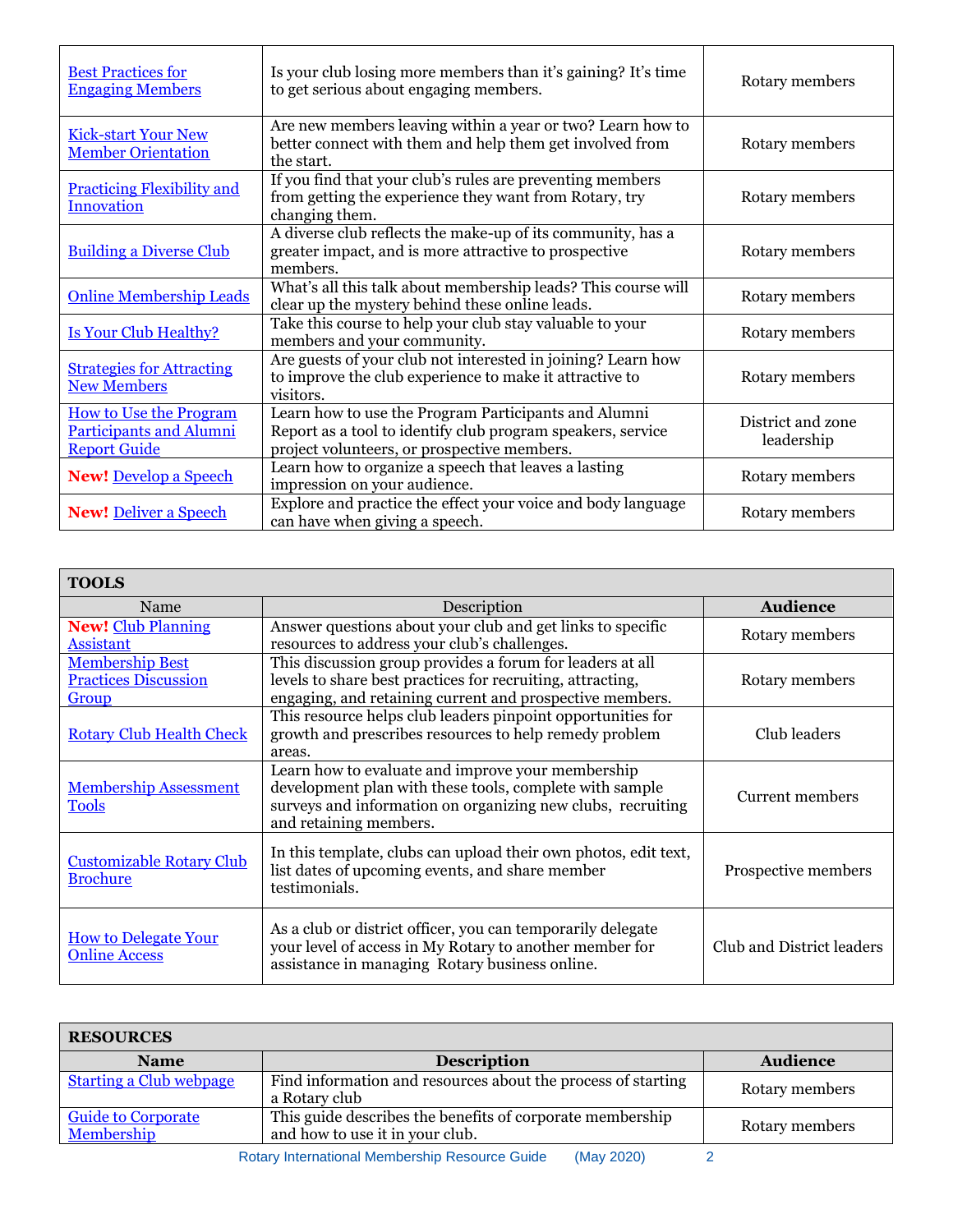| | | |
|---|---|---|
| Best Practices for Engaging Members | Is your club losing more members than it's gaining? It's time to get serious about engaging members. | Rotary members |
| Kick-start Your New Member Orientation | Are new members leaving within a year or two? Learn how to better connect with them and help them get involved from the start. | Rotary members |
| Practicing Flexibility and Innovation | If you find that your club's rules are preventing members from getting the experience they want from Rotary, try changing them. | Rotary members |
| Building a Diverse Club | A diverse club reflects the make-up of its community, has a greater impact, and is more attractive to prospective members. | Rotary members |
| Online Membership Leads | What's all this talk about membership leads? This course will clear up the mystery behind these online leads. | Rotary members |
| Is Your Club Healthy? | Take this course to help your club stay valuable to your members and your community. | Rotary members |
| Strategies for Attracting New Members | Are guests of your club not interested in joining? Learn how to improve the club experience to make it attractive to visitors. | Rotary members |
| How to Use the Program Participants and Alumni Report Guide | Learn how to use the Program Participants and Alumni Report as a tool to identify club program speakers, service project volunteers, or prospective members. | District and zone leadership |
| **New!** Develop a Speech | Learn how to organize a speech that leaves a lasting impression on your audience. | Rotary members |
| **New!** Deliver a Speech | Explore and practice the effect your voice and body language can have when giving a speech. | Rotary members |

**TOOLS**

| Name | Description | **Audience** |
|---|---|---|
| **New!** Club Planning Assistant | Answer questions about your club and get links to specific resources to address your club's challenges. | Rotary members |
| Membership Best Practices Discussion Group | This discussion group provides a forum for leaders at all levels to share best practices for recruiting, attracting, engaging, and retaining current and prospective members. | Rotary members |
| Rotary Club Health Check | This resource helps club leaders pinpoint opportunities for growth and prescribes resources to help remedy problem areas. | Club leaders |
| Membership Assessment Tools | Learn how to evaluate and improve your membership development plan with these tools, complete with sample surveys and information on organizing new clubs, recruiting and retaining members. | Current members |
| Customizable Rotary Club Brochure | In this template, clubs can upload their own photos, edit text, list dates of upcoming events, and share member testimonials. | Prospective members |
| How to Delegate Your Online Access | As a club or district officer, you can temporarily delegate your level of access in My Rotary to another member for assistance in managing Rotary business online. | Club and District leaders |

**RESOURCES**

| **Name** | **Description** | **Audience** |
|---|---|---|
| Starting a Club webpage | Find information and resources about the process of starting a Rotary club | Rotary members |
| Guide to Corporate Membership | This guide describes the benefits of corporate membership and how to use it in your club. | Rotary members |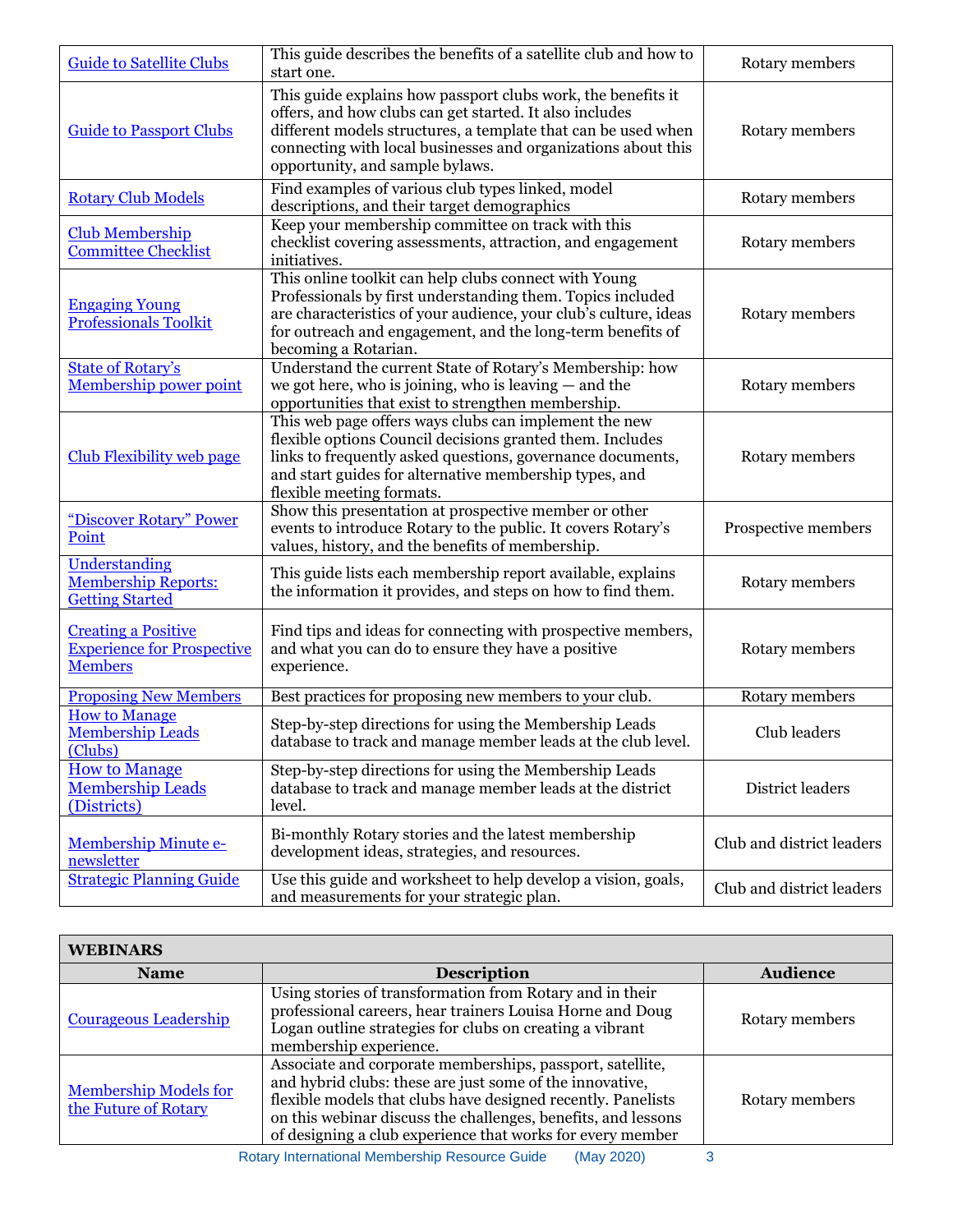| | | |
|---|---|---|
| Guide to Satellite Clubs | This guide describes the benefits of a satellite club and how to start one. | Rotary members |
| Guide to Passport Clubs | This guide explains how passport clubs work, the benefits it offers, and how clubs can get started. It also includes different models structures, a template that can be used when connecting with local businesses and organizations about this opportunity, and sample bylaws. | Rotary members |
| Rotary Club Models | Find examples of various club types linked, model descriptions, and their target demographics | Rotary members |
| Club Membership Committee Checklist | Keep your membership committee on track with this checklist covering assessments, attraction, and engagement initiatives. | Rotary members |
| Engaging Young Professionals Toolkit | This online toolkit can help clubs connect with Young Professionals by first understanding them. Topics included are characteristics of your audience, your club's culture, ideas for outreach and engagement, and the long-term benefits of becoming a Rotarian. | Rotary members |
| State of Rotary's Membership power point | Understand the current State of Rotary's Membership: how we got here, who is joining, who is leaving — and the opportunities that exist to strengthen membership. | Rotary members |
| Club Flexibility web page | This web page offers ways clubs can implement the new flexible options Council decisions granted them. Includes links to frequently asked questions, governance documents, and start guides for alternative membership types, and flexible meeting formats. | Rotary members |
| "Discover Rotary" Power Point | Show this presentation at prospective member or other events to introduce Rotary to the public. It covers Rotary's values, history, and the benefits of membership. | Prospective members |
| Understanding Membership Reports: Getting Started | This guide lists each membership report available, explains the information it provides, and steps on how to find them. | Rotary members |
| Creating a Positive Experience for Prospective Members | Find tips and ideas for connecting with prospective members, and what you can do to ensure they have a positive experience. | Rotary members |
| Proposing New Members | Best practices for proposing new members to your club. | Rotary members |
| How to Manage Membership Leads (Clubs) | Step-by-step directions for using the Membership Leads database to track and manage member leads at the club level. | Club leaders |
| How to Manage Membership Leads (Districts) | Step-by-step directions for using the Membership Leads database to track and manage member leads at the district level. | District leaders |
| Membership Minute e-newsletter | Bi-monthly Rotary stories and the latest membership development ideas, strategies, and resources. | Club and district leaders |
| Strategic Planning Guide | Use this guide and worksheet to help develop a vision, goals, and measurements for your strategic plan. | Club and district leaders |

| **WEBINARS** | | |
|---|---|---|
| **Name** | **Description** | **Audience** |
| Courageous Leadership | Using stories of transformation from Rotary and in their professional careers, hear trainers Louisa Horne and Doug Logan outline strategies for clubs on creating a vibrant membership experience. | Rotary members |
| Membership Models for the Future of Rotary | Associate and corporate memberships, passport, satellite, and hybrid clubs: these are just some of the innovative, flexible models that clubs have designed recently. Panelists on this webinar discuss the challenges, benefits, and lessons of designing a club experience that works for every member | Rotary members |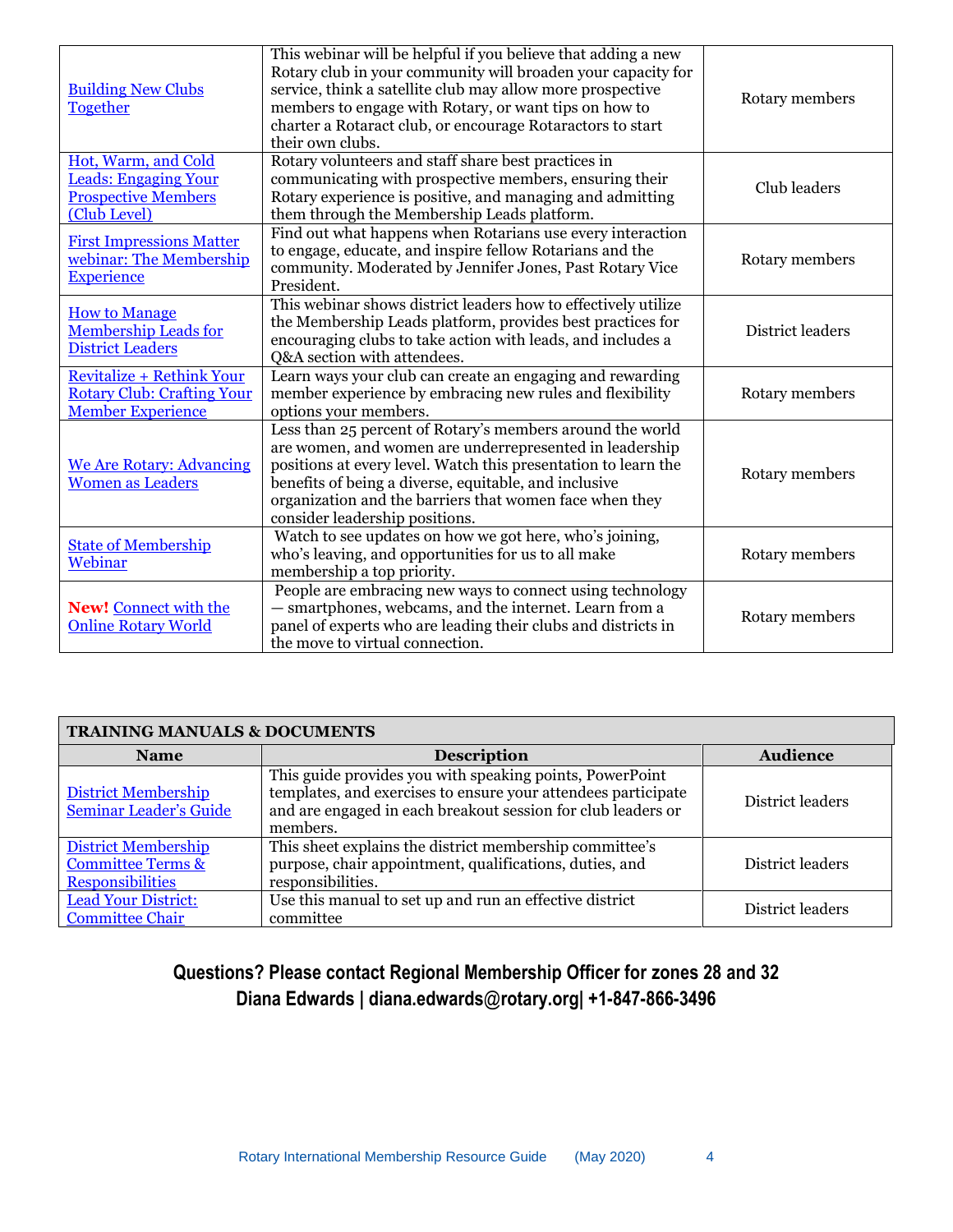| | | |
|---|---|---|
| Building New Clubs Together | This webinar will be helpful if you believe that adding a new Rotary club in your community will broaden your capacity for service, think a satellite club may allow more prospective members to engage with Rotary, or want tips on how to charter a Rotaract club, or encourage Rotaractors to start their own clubs. | Rotary members |
| Hot, Warm, and Cold Leads: Engaging Your Prospective Members (Club Level) | Rotary volunteers and staff share best practices in communicating with prospective members, ensuring their Rotary experience is positive, and managing and admitting them through the Membership Leads platform. | Club leaders |
| First Impressions Matter webinar: The Membership Experience | Find out what happens when Rotarians use every interaction to engage, educate, and inspire fellow Rotarians and the community. Moderated by Jennifer Jones, Past Rotary Vice President. | Rotary members |
| How to Manage Membership Leads for District Leaders | This webinar shows district leaders how to effectively utilize the Membership Leads platform, provides best practices for encouraging clubs to take action with leads, and includes a Q&A section with attendees. | District leaders |
| Revitalize + Rethink Your Rotary Club: Crafting Your Member Experience | Learn ways your club can create an engaging and rewarding member experience by embracing new rules and flexibility options your members. | Rotary members |
| We Are Rotary: Advancing Women as Leaders | Less than 25 percent of Rotary's members around the world are women, and women are underrepresented in leadership positions at every level. Watch this presentation to learn the benefits of being a diverse, equitable, and inclusive organization and the barriers that women face when they consider leadership positions. | Rotary members |
| State of Membership Webinar | Watch to see updates on how we got here, who's joining, who's leaving, and opportunities for us to all make membership a top priority. | Rotary members |
| **New!** Connect with the Online Rotary World | People are embracing new ways to connect using technology — smartphones, webcams, and the internet. Learn from a panel of experts who are leading their clubs and districts in the move to virtual connection. | Rotary members |

| TRAINING MANUALS & DOCUMENTS | | |
|---|---|---|
| **Name** | **Description** | **Audience** |
| District Membership Seminar Leader's Guide | This guide provides you with speaking points, PowerPoint templates, and exercises to ensure your attendees participate and are engaged in each breakout session for club leaders or members. | District leaders |
| District Membership Committee Terms & Responsibilities | This sheet explains the district membership committee's purpose, chair appointment, qualifications, duties, and responsibilities. | District leaders |
| Lead Your District: Committee Chair | Use this manual to set up and run an effective district committee | District leaders |

**Questions? Please contact Regional Membership Officer for zones 28 and 32**
**Diana Edwards | diana.edwards@rotary.org| +1-847-866-3496**